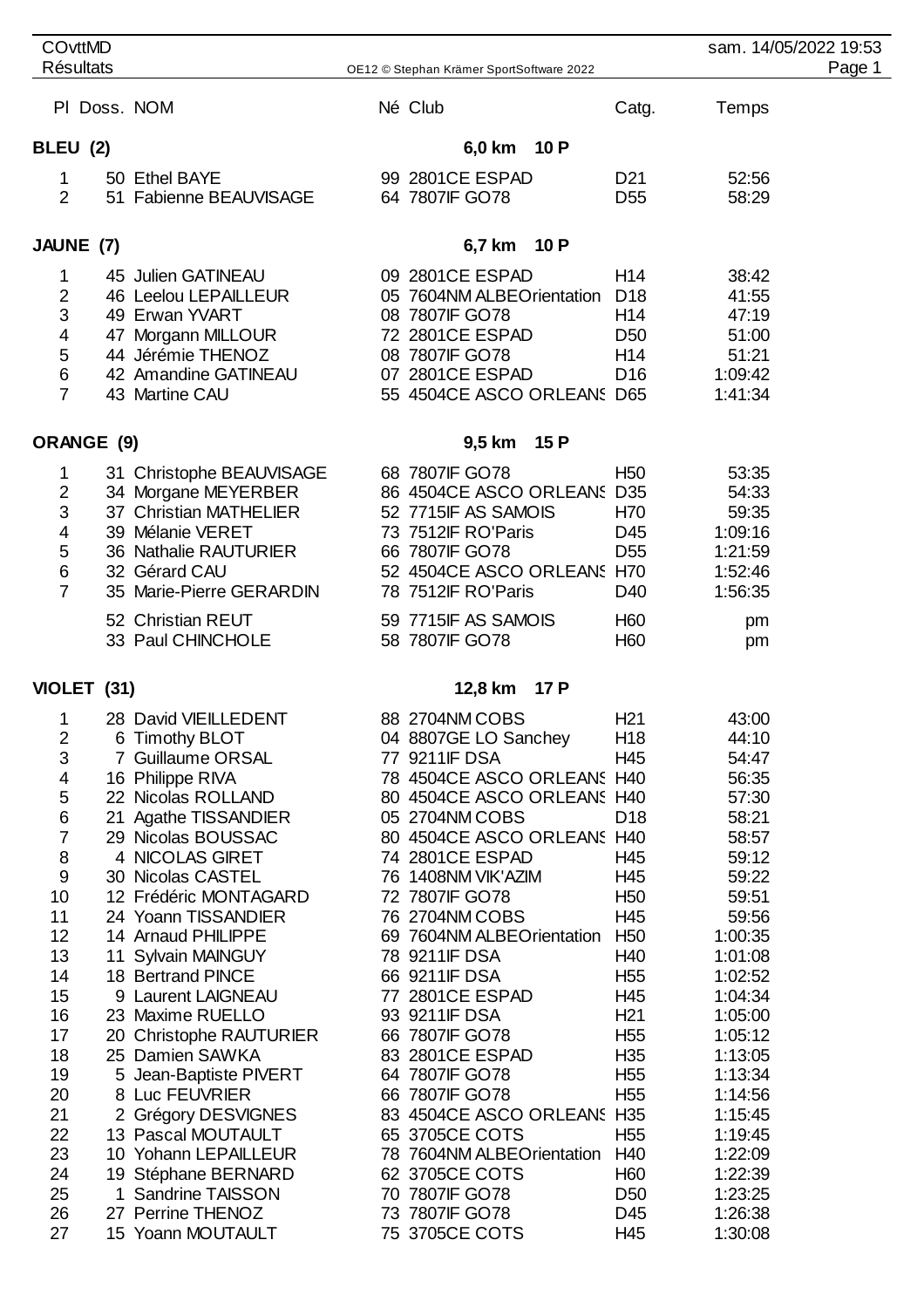COvttMD

Résultats

OE12 © Stephan Krämer SportSoftware 2022

sam. 14/05/2022 19:53

## BLEU (2) — 6,0 km 10 P

| Pl | Doss. | NOM | Né | Club | Catg. | Temps |
|---|---|---|---|---|---|---|
| 1 | 50 | Ethel BAYE | 99 | 2801CE ESPAD | D21 | 52:56 |
| 2 | 51 | Fabienne BEAUVISAGE | 64 | 7807IF GO78 | D55 | 58:29 |

## JAUNE (7) — 6,7 km 10 P

| Pl | Doss. | NOM | Né | Club | Catg. | Temps |
|---|---|---|---|---|---|---|
| 1 | 45 | Julien GATINEAU | 09 | 2801CE ESPAD | H14 | 38:42 |
| 2 | 46 | Leelou LEPAILLEUR | 05 | 7604NM ALBEOrientation | D18 | 41:55 |
| 3 | 49 | Erwan YVART | 08 | 7807IF GO78 | H14 | 47:19 |
| 4 | 47 | Morgann MILLOUR | 72 | 2801CE ESPAD | D50 | 51:00 |
| 5 | 44 | Jérémie THENOZ | 08 | 7807IF GO78 | H14 | 51:21 |
| 6 | 42 | Amandine GATINEAU | 07 | 2801CE ESPAD | D16 | 1:09:42 |
| 7 | 43 | Martine CAU | 55 | 4504CE ASCO ORLEANS | D65 | 1:41:34 |

## ORANGE (9) — 9,5 km 15 P

| Pl | Doss. | NOM | Né | Club | Catg. | Temps |
|---|---|---|---|---|---|---|
| 1 | 31 | Christophe BEAUVISAGE | 68 | 7807IF GO78 | H50 | 53:35 |
| 2 | 34 | Morgane MEYERBER | 86 | 4504CE ASCO ORLEANS | D35 | 54:33 |
| 3 | 37 | Christian MATHELIER | 52 | 7715IF AS SAMOIS | H70 | 59:35 |
| 4 | 39 | Mélanie VERET | 73 | 7512IF RO'Paris | D45 | 1:09:16 |
| 5 | 36 | Nathalie RAUTURIER | 66 | 7807IF GO78 | D55 | 1:21:59 |
| 6 | 32 | Gérard CAU | 52 | 4504CE ASCO ORLEANS | H70 | 1:52:46 |
| 7 | 35 | Marie-Pierre GERARDIN | 78 | 7512IF RO'Paris | D40 | 1:56:35 |
| | 52 | Christian REUT | 59 | 7715IF AS SAMOIS | H60 | pm |
| | 33 | Paul CHINCHOLE | 58 | 7807IF GO78 | H60 | pm |

## VIOLET (31) — 12,8 km 17 P

| Pl | Doss. | NOM | Né | Club | Catg. | Temps |
|---|---|---|---|---|---|---|
| 1 | 28 | David VIEILLEDENT | 88 | 2704NM COBS | H21 | 43:00 |
| 2 | 6 | Timothy BLOT | 04 | 8807GE LO Sanchey | H18 | 44:10 |
| 3 | 7 | Guillaume ORSAL | 77 | 9211IF DSA | H45 | 54:47 |
| 4 | 16 | Philippe RIVA | 78 | 4504CE ASCO ORLEANS | H40 | 56:35 |
| 5 | 22 | Nicolas ROLLAND | 80 | 4504CE ASCO ORLEANS | H40 | 57:30 |
| 6 | 21 | Agathe TISSANDIER | 05 | 2704NM COBS | D18 | 58:21 |
| 7 | 29 | Nicolas BOUSSAC | 80 | 4504CE ASCO ORLEANS | H40 | 58:57 |
| 8 | 4 | NICOLAS GIRET | 74 | 2801CE ESPAD | H45 | 59:12 |
| 9 | 30 | Nicolas CASTEL | 76 | 1408NM VIK'AZIM | H45 | 59:22 |
| 10 | 12 | Frédéric MONTAGARD | 72 | 7807IF GO78 | H50 | 59:51 |
| 11 | 24 | Yoann TISSANDIER | 76 | 2704NM COBS | H45 | 59:56 |
| 12 | 14 | Arnaud PHILIPPE | 69 | 7604NM ALBEOrientation | H50 | 1:00:35 |
| 13 | 11 | Sylvain MAINGUY | 78 | 9211IF DSA | H40 | 1:01:08 |
| 14 | 18 | Bertrand PINCE | 66 | 9211IF DSA | H55 | 1:02:52 |
| 15 | 9 | Laurent LAIGNEAU | 77 | 2801CE ESPAD | H45 | 1:04:34 |
| 16 | 23 | Maxime RUELLO | 93 | 9211IF DSA | H21 | 1:05:00 |
| 17 | 20 | Christophe RAUTURIER | 66 | 7807IF GO78 | H55 | 1:05:12 |
| 18 | 25 | Damien SAWKA | 83 | 2801CE ESPAD | H35 | 1:13:05 |
| 19 | 5 | Jean-Baptiste PIVERT | 64 | 7807IF GO78 | H55 | 1:13:34 |
| 20 | 8 | Luc FEUVRIER | 66 | 7807IF GO78 | H55 | 1:14:56 |
| 21 | 2 | Grégory DESVIGNES | 83 | 4504CE ASCO ORLEANS | H35 | 1:15:45 |
| 22 | 13 | Pascal MOUTAULT | 65 | 3705CE COTS | H55 | 1:19:45 |
| 23 | 10 | Yohann LEPAILLEUR | 78 | 7604NM ALBEOrientation | H40 | 1:22:09 |
| 24 | 19 | Stéphane BERNARD | 62 | 3705CE COTS | H60 | 1:22:39 |
| 25 | 1 | Sandrine TAISSON | 70 | 7807IF GO78 | D50 | 1:23:25 |
| 26 | 27 | Perrine THENOZ | 73 | 7807IF GO78 | D45 | 1:26:38 |
| 27 | 15 | Yoann MOUTAULT | 75 | 3705CE COTS | H45 | 1:30:08 |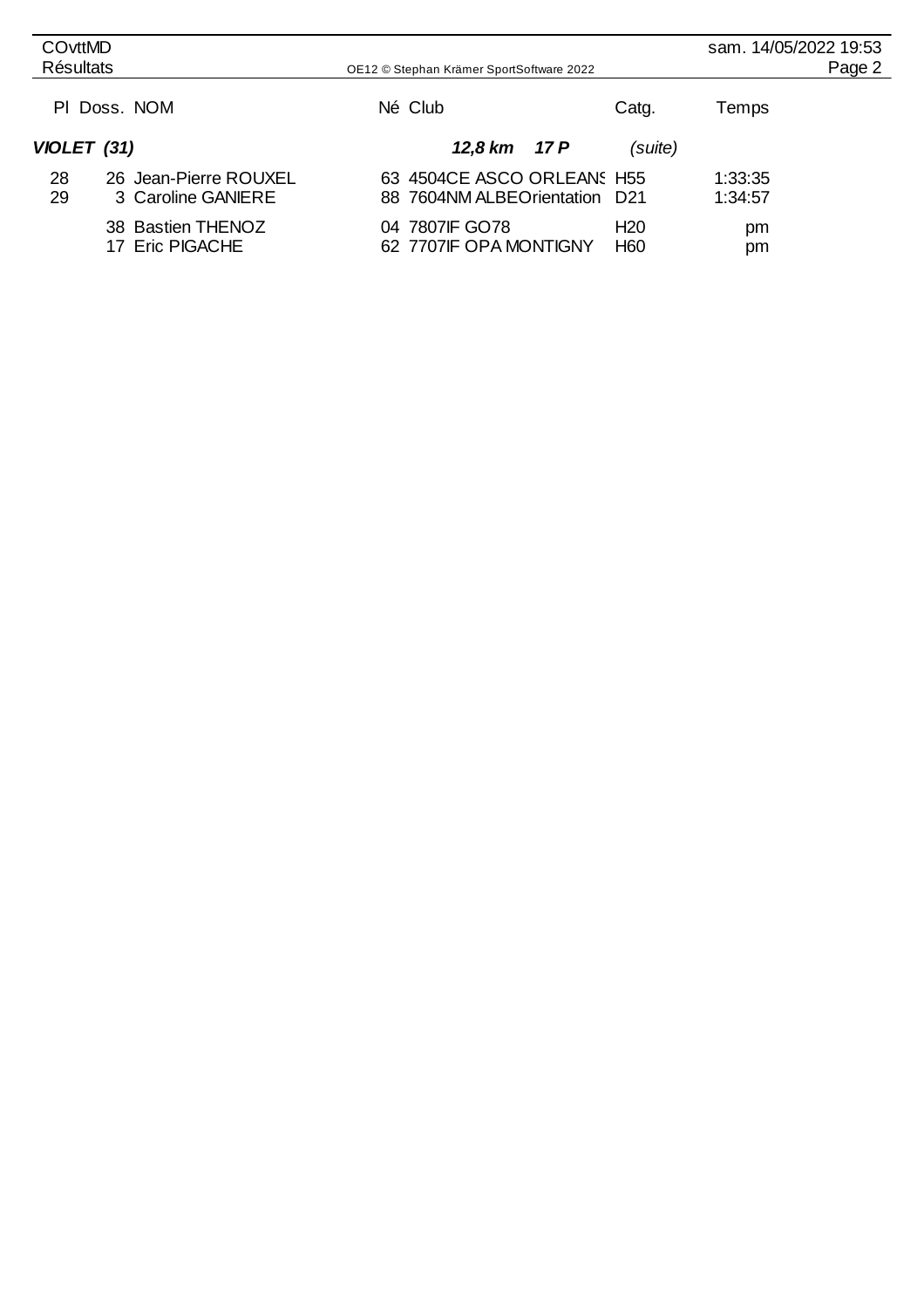| Pl | Doss. | NOM | Né | Club | Catg. | Temps |
|---|---|---|---|---|---|---|
| ***VIOLET (31)*** | | | | ***12,8 km 17 P*** | *(suite)* | |
| 28 | 26 | Jean-Pierre ROUXEL | 63 | 4504CE ASCO ORLEANS | H55 | 1:33:35 |
| 29 | 3 | Caroline GANIERE | 88 | 7604NM ALBEOrientation | D21 | 1:34:57 |
| | 38 | Bastien THENOZ | 04 | 7807IF GO78 | H20 | pm |
| | 17 | Eric PIGACHE | 62 | 7707IF OPA MONTIGNY | H60 | pm |